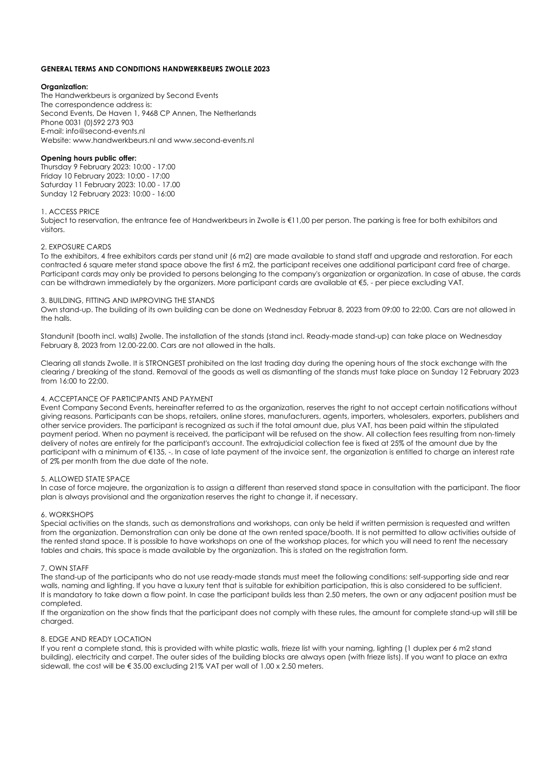**GENERAL TERMS AND CONDITIONS HANDWERKBEURS ZWOLLE 2023**

**Organization:**
The Handwerkbeurs is organized by Second Events
The correspondence address is:
Second Events, De Haven 1, 9468 CP Annen, The Netherlands
Phone 0031 (0)592 273 903
E-mail: info@second-events.nl
Website: www.handwerkbeurs.nl and www.second-events.nl

**Opening hours public offer:**
Thursday 9 February 2023: 10:00 - 17:00
Friday 10 February 2023: 10:00 - 17:00
Saturday 11 February 2023: 10.00 - 17.00
Sunday 12 February 2023: 10:00 - 16:00

1. ACCESS PRICE
Subject to reservation, the entrance fee of Handwerkbeurs in Zwolle is €11,00 per person. The parking is free for both exhibitors and visitors.

2. EXPOSURE CARDS
To the exhibitors, 4 free exhibitors cards per stand unit (6 m2) are made available to stand staff and upgrade and restoration. For each contracted 6 square meter stand space above the first 6 m2, the participant receives one additional participant card free of charge. Participant cards may only be provided to persons belonging to the company's organization or organization. In case of abuse, the cards can be withdrawn immediately by the organizers. More participant cards are available at €5, - per piece excluding VAT.

3. BUILDING, FITTING AND IMPROVING THE STANDS
Own stand-up. The building of its own building can be done on Wednesday Februar 8, 2023 from 09:00 to 22:00. Cars are not allowed in the halls.

Standunit (booth incl. walls) Zwolle. The installation of the stands (stand incl. Ready-made stand-up) can take place on Wednesday February 8, 2023 from 12.00-22.00. Cars are not allowed in the halls.

Clearing all stands Zwolle. It is STRONGEST prohibited on the last trading day during the opening hours of the stock exchange with the clearing / breaking of the stand. Removal of the goods as well as dismantling of the stands must take place on Sunday 12 February 2023 from 16:00 to 22:00.

4. ACCEPTANCE OF PARTICIPANTS AND PAYMENT
Event Company Second Events, hereinafter referred to as the organization, reserves the right to not accept certain notifications without giving reasons. Participants can be shops, retailers, online stores, manufacturers, agents, importers, wholesalers, exporters, publishers and other service providers. The participant is recognized as such if the total amount due, plus VAT, has been paid within the stipulated payment period. When no payment is received, the participant will be refused on the show. All collection fees resulting from non-timely delivery of notes are entirely for the participant's account. The extrajudicial collection fee is fixed at 25% of the amount due by the participant with a minimum of €135, -. In case of late payment of the invoice sent, the organization is entitled to charge an interest rate of 2% per month from the due date of the note.

5. ALLOWED STATE SPACE
In case of force majeure, the organization is to assign a different than reserved stand space in consultation with the participant. The floor plan is always provisional and the organization reserves the right to change it, if necessary.

6. WORKSHOPS
Special activities on the stands, such as demonstrations and workshops, can only be held if written permission is requested and written from the organization. Demonstration can only be done at the own rented space/booth. It is not permitted to allow activities outside of the rented stand space. It is possible to have workshops on one of the workshop places, for which you will need to rent the necessary tables and chairs, this space is made available by the organization. This is stated on the registration form.

7. OWN STAFF
The stand-up of the participants who do not use ready-made stands must meet the following conditions: self-supporting side and rear walls, naming and lighting. If you have a luxury tent that is suitable for exhibition participation, this is also considered to be sufficient. It is mandatory to take down a flow point. In case the participant builds less than 2.50 meters, the own or any adjacent position must be completed.
If the organization on the show finds that the participant does not comply with these rules, the amount for complete stand-up will still be charged.

8. EDGE AND READY LOCATION
If you rent a complete stand, this is provided with white plastic walls, frieze list with your naming, lighting (1 duplex per 6 m2 stand building), electricity and carpet. The outer sides of the building blocks are always open (with frieze lists). If you want to place an extra sidewall, the cost will be € 35.00 excluding 21% VAT per wall of 1.00 x 2.50 meters.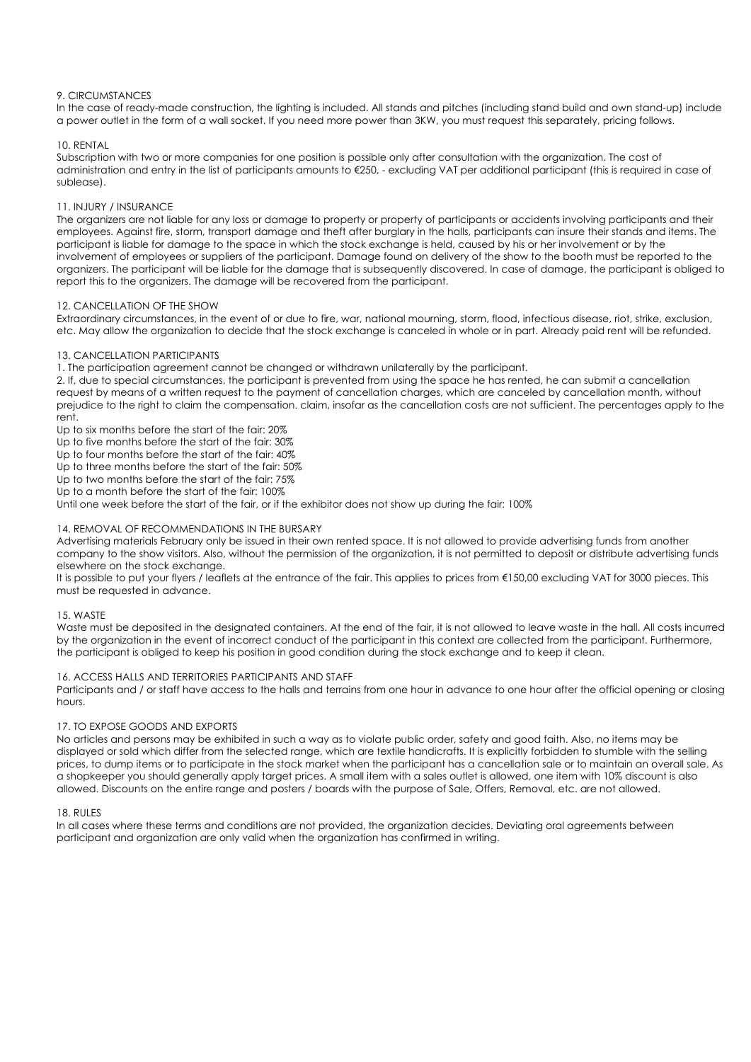## 9. CIRCUMSTANCES

In the case of ready-made construction, the lighting is included. All stands and pitches (including stand build and own stand-up) include a power outlet in the form of a wall socket. If you need more power than 3KW, you must request this separately, pricing follows.

## 10. RENTAL

Subscription with two or more companies for one position is possible only after consultation with the organization. The cost of administration and entry in the list of participants amounts to €250, - excluding VAT per additional participant (this is required in case of sublease).

## 11. INJURY / INSURANCE

The organizers are not liable for any loss or damage to property or property of participants or accidents involving participants and their employees. Against fire, storm, transport damage and theft after burglary in the halls, participants can insure their stands and items. The participant is liable for damage to the space in which the stock exchange is held, caused by his or her involvement or by the involvement of employees or suppliers of the participant. Damage found on delivery of the show to the booth must be reported to the organizers. The participant will be liable for the damage that is subsequently discovered. In case of damage, the participant is obliged to report this to the organizers. The damage will be recovered from the participant.

## 12. CANCELLATION OF THE SHOW

Extraordinary circumstances, in the event of or due to fire, war, national mourning, storm, flood, infectious disease, riot, strike, exclusion, etc. May allow the organization to decide that the stock exchange is canceled in whole or in part. Already paid rent will be refunded.

## 13. CANCELLATION PARTICIPANTS

1. The participation agreement cannot be changed or withdrawn unilaterally by the participant.
2. If, due to special circumstances, the participant is prevented from using the space he has rented, he can submit a cancellation request by means of a written request to the payment of cancellation charges, which are canceled by cancellation month, without prejudice to the right to claim the compensation. claim, insofar as the cancellation costs are not sufficient. The percentages apply to the rent.

Up to six months before the start of the fair: 20%
Up to five months before the start of the fair: 30%
Up to four months before the start of the fair: 40%
Up to three months before the start of the fair: 50%
Up to two months before the start of the fair: 75%
Up to a month before the start of the fair: 100%
Until one week before the start of the fair, or if the exhibitor does not show up during the fair: 100%

## 14. REMOVAL OF RECOMMENDATIONS IN THE BURSARY

Advertising materials February only be issued in their own rented space. It is not allowed to provide advertising funds from another company to the show visitors. Also, without the permission of the organization, it is not permitted to deposit or distribute advertising funds elsewhere on the stock exchange.

It is possible to put your flyers / leaflets at the entrance of the fair. This applies to prices from €150,00 excluding VAT for 3000 pieces. This must be requested in advance.

## 15. WASTE

Waste must be deposited in the designated containers. At the end of the fair, it is not allowed to leave waste in the hall. All costs incurred by the organization in the event of incorrect conduct of the participant in this context are collected from the participant. Furthermore, the participant is obliged to keep his position in good condition during the stock exchange and to keep it clean.

## 16. ACCESS HALLS AND TERRITORIES PARTICIPANTS AND STAFF

Participants and / or staff have access to the halls and terrains from one hour in advance to one hour after the official opening or closing hours.

## 17. TO EXPOSE GOODS AND EXPORTS

No articles and persons may be exhibited in such a way as to violate public order, safety and good faith. Also, no items may be displayed or sold which differ from the selected range, which are textile handicrafts. It is explicitly forbidden to stumble with the selling prices, to dump items or to participate in the stock market when the participant has a cancellation sale or to maintain an overall sale. As a shopkeeper you should generally apply target prices. A small item with a sales outlet is allowed, one item with 10% discount is also allowed. Discounts on the entire range and posters / boards with the purpose of Sale, Offers, Removal, etc. are not allowed.

## 18. RULES

In all cases where these terms and conditions are not provided, the organization decides. Deviating oral agreements between participant and organization are only valid when the organization has confirmed in writing.